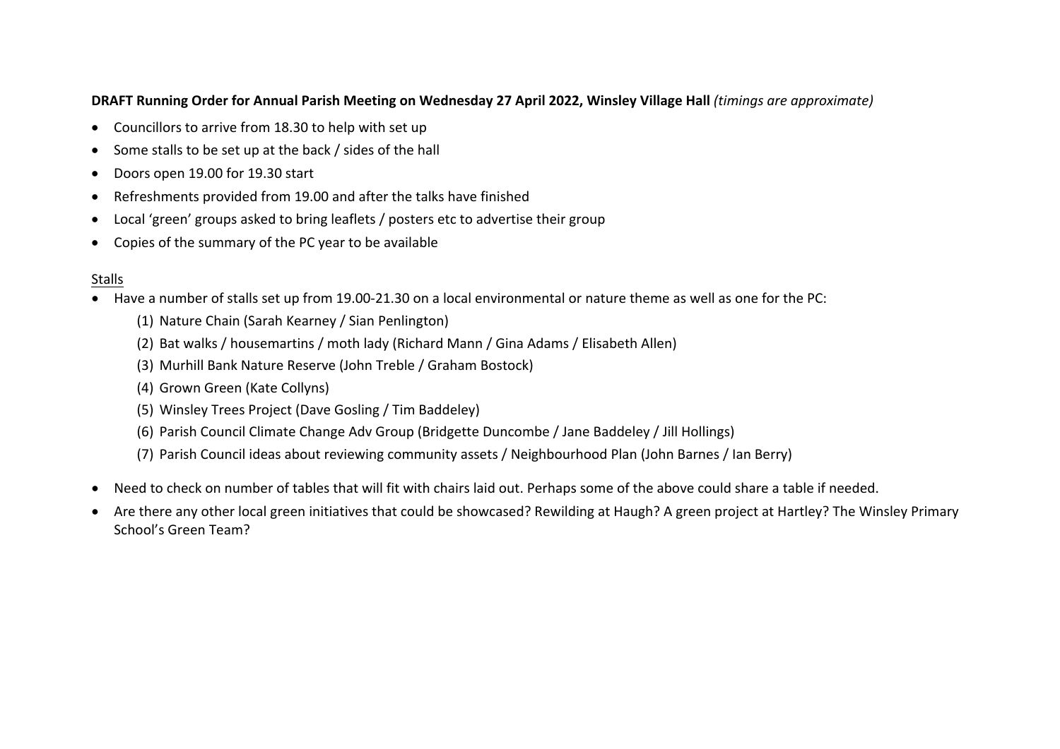**DRAFT Running Order for Annual Parish Meeting on Wednesday 27 April 2022, Winsley Village Hall** *(timings are approximate)*

- Councillors to arrive from 18.30 to help with set up
- Some stalls to be set up at the back / sides of the hall
- Doors open 19.00 for 19.30 start
- Refreshments provided from 19.00 and after the talks have finished
- Local 'green' groups asked to bring leaflets / posters etc to advertise their group
- Copies of the summary of the PC year to be available

<u>Stalls</u>

- Have a number of stalls set up from 19.00-21.30 on a local environmental or nature theme as well as one for the PC:
    1. Nature Chain (Sarah Kearney / Sian Penlington)
    2. Bat walks / housemartins / moth lady (Richard Mann / Gina Adams / Elisabeth Allen)
    3. Murhill Bank Nature Reserve (John Treble / Graham Bostock)
    4. Grown Green (Kate Collyns)
    5. Winsley Trees Project (Dave Gosling / Tim Baddeley)
    6. Parish Council Climate Change Adv Group (Bridgette Duncombe / Jane Baddeley / Jill Hollings)
    7. Parish Council ideas about reviewing community assets / Neighbourhood Plan (John Barnes / Ian Berry)

- Need to check on number of tables that will fit with chairs laid out. Perhaps some of the above could share a table if needed.
- Are there any other local green initiatives that could be showcased? Rewilding at Haugh? A green project at Hartley? The Winsley Primary School's Green Team?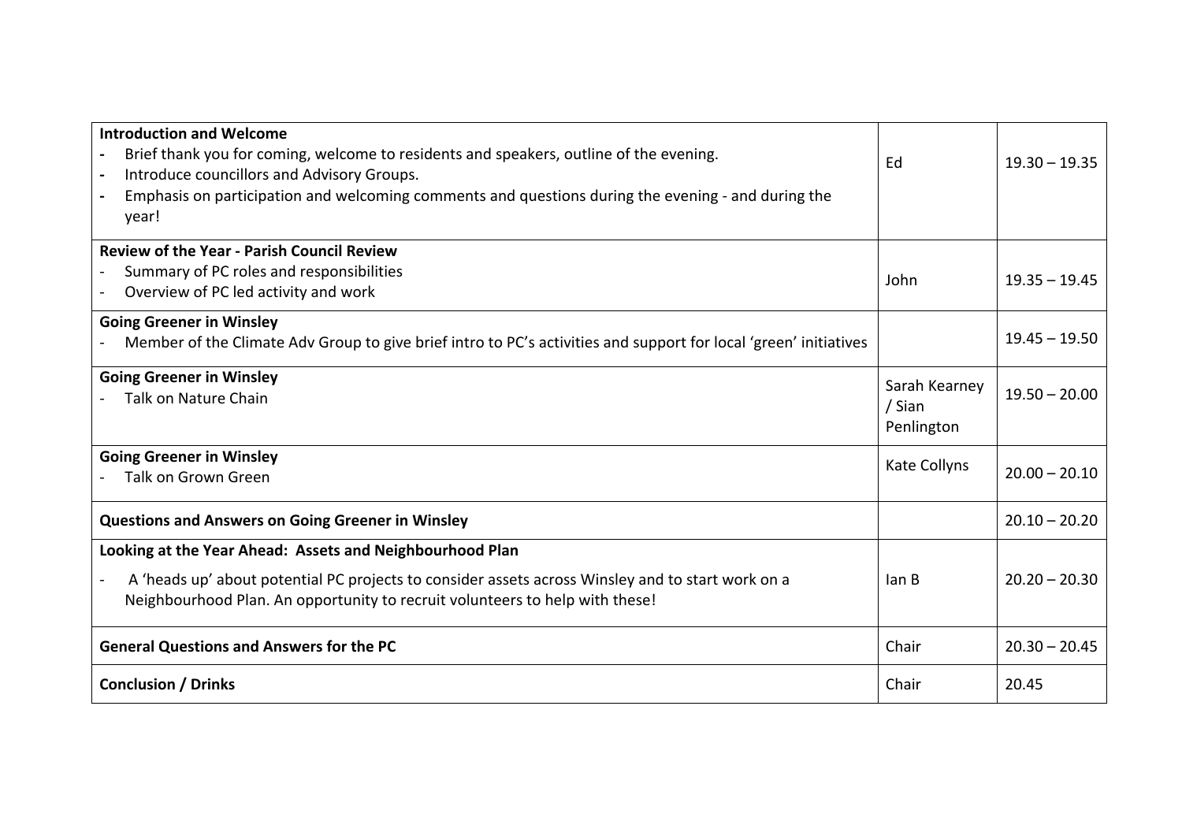| | | |
|---|---|---|
| **Introduction and Welcome**<br>- Brief thank you for coming, welcome to residents and speakers, outline of the evening.<br>- Introduce councillors and Advisory Groups.<br>- Emphasis on participation and welcoming comments and questions during the evening - and during the year! | Ed | 19.30 – 19.35 |
| **Review of the Year - Parish Council Review**<br>- Summary of PC roles and responsibilities<br>- Overview of PC led activity and work | John | 19.35 – 19.45 |
| **Going Greener in Winsley**<br>- Member of the Climate Adv Group to give brief intro to PC's activities and support for local 'green' initiatives | | 19.45 – 19.50 |
| **Going Greener in Winsley**<br>- Talk on Nature Chain | Sarah Kearney / Sian Penlington | 19.50 – 20.00 |
| **Going Greener in Winsley**<br>- Talk on Grown Green | Kate Collyns | 20.00 – 20.10 |
| **Questions and Answers on Going Greener in Winsley** | | 20.10 – 20.20 |
| **Looking at the Year Ahead: Assets and Neighbourhood Plan**<br>- A 'heads up' about potential PC projects to consider assets across Winsley and to start work on a Neighbourhood Plan. An opportunity to recruit volunteers to help with these! | Ian B | 20.20 – 20.30 |
| **General Questions and Answers for the PC** | Chair | 20.30 – 20.45 |
| **Conclusion / Drinks** | Chair | 20.45 |